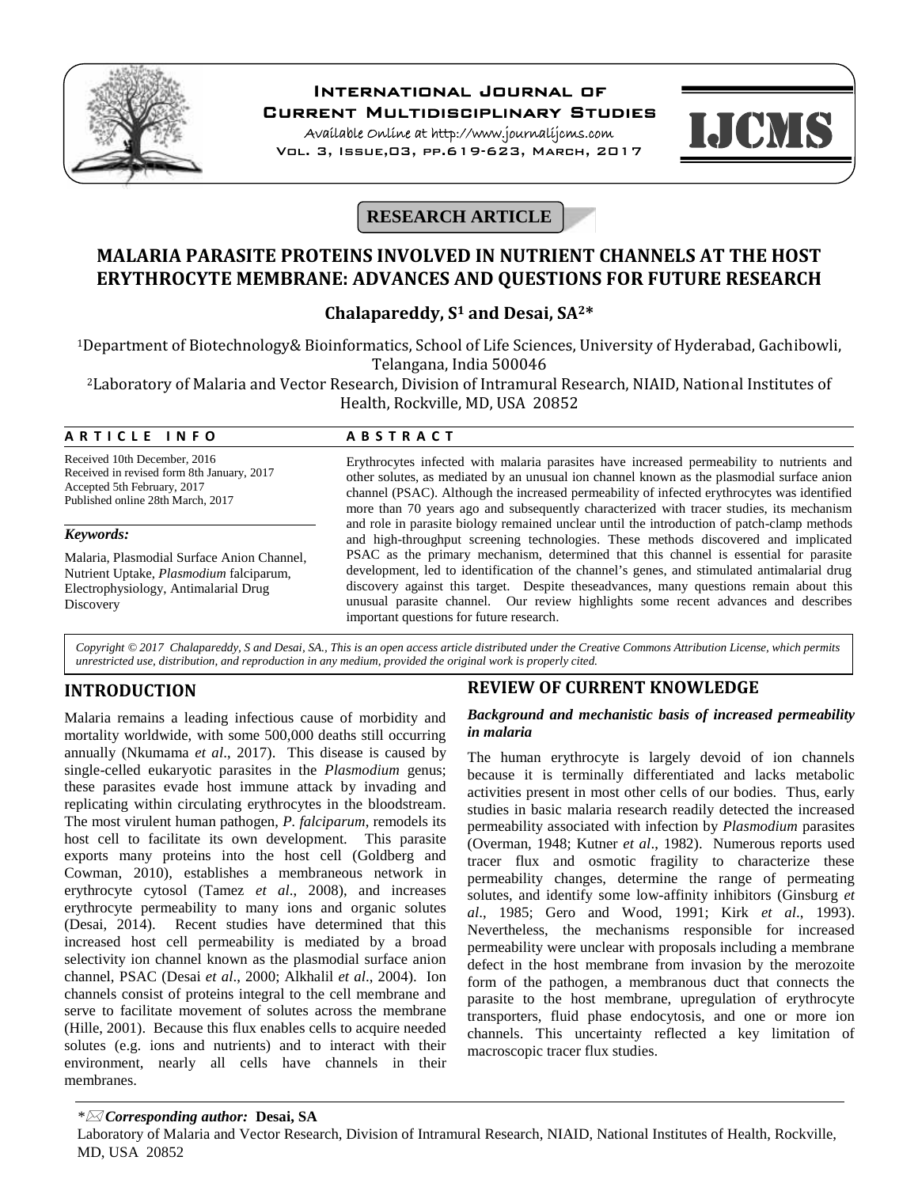RESEARCH ARTICLE

# MALARIA PARASITE PROTEINS INVOLVED IN NUTRIENT CHANNELS AT THE HOST ERYTHROCYTE MEMBRANE: ADVANCES AND QUESTIONS FOR FUTURE RESEARCH

**Chalapareddy, S[1] and Desai, SA[2]***

[1]Department of Biotechnology& Bioinformatics, School of Life Sciences, University of Hyderabad, Gachibowli, Telangana, India 500046

[2]Laboratory of Malaria and Vector Research, Division of Intramural Research, NIAID, National Institutes of Health, Rockville, MD, USA 20852

**ARTICLE INFO**

Received 10th December, 2016
Received in revised form 8th January, 2017
Accepted 5th February, 2017
Published online 28th March, 2017

***Keywords:***

Malaria, Plasmodial Surface Anion Channel, Nutrient Uptake, *Plasmodium* falciparum, Electrophysiology, Antimalarial Drug Discovery

**ABSTRACT**

Erythrocytes infected with malaria parasites have increased permeability to nutrients and other solutes, as mediated by an unusual ion channel known as the plasmodial surface anion channel (PSAC). Although the increased permeability of infected erythrocytes was identified more than 70 years ago and subsequently characterized with tracer studies, its mechanism and role in parasite biology remained unclear until the introduction of patch-clamp methods and high-throughput screening technologies. These methods discovered and implicated PSAC as the primary mechanism, determined that this channel is essential for parasite development, led to identification of the channel's genes, and stimulated antimalarial drug discovery against this target. Despite theseadvances, many questions remain about this unusual parasite channel. Our review highlights some recent advances and describes important questions for future research.

*Copyright © 2017 Chalapareddy, S and Desai, SA., This is an open access article distributed under the Creative Commons Attribution License, which permits unrestricted use, distribution, and reproduction in any medium, provided the original work is properly cited.*

## INTRODUCTION

Malaria remains a leading infectious cause of morbidity and mortality worldwide, with some 500,000 deaths still occurring annually (Nkumama *et al*., 2017). This disease is caused by single-celled eukaryotic parasites in the *Plasmodium* genus; these parasites evade host immune attack by invading and replicating within circulating erythrocytes in the bloodstream. The most virulent human pathogen, *P. falciparum*, remodels its host cell to facilitate its own development. This parasite exports many proteins into the host cell (Goldberg and Cowman, 2010), establishes a membraneous network in erythrocyte cytosol (Tamez *et al*., 2008), and increases erythrocyte permeability to many ions and organic solutes (Desai, 2014). Recent studies have determined that this increased host cell permeability is mediated by a broad selectivity ion channel known as the plasmodial surface anion channel, PSAC (Desai *et al*., 2000; Alkhalil *et al*., 2004). Ion channels consist of proteins integral to the cell membrane and serve to facilitate movement of solutes across the membrane (Hille, 2001). Because this flux enables cells to acquire needed solutes (e.g. ions and nutrients) and to interact with their environment, nearly all cells have channels in their membranes.

## REVIEW OF CURRENT KNOWLEDGE

### *Background and mechanistic basis of increased permeability in malaria*

The human erythrocyte is largely devoid of ion channels because it is terminally differentiated and lacks metabolic activities present in most other cells of our bodies. Thus, early studies in basic malaria research readily detected the increased permeability associated with infection by *Plasmodium* parasites (Overman, 1948; Kutner *et al*., 1982). Numerous reports used tracer flux and osmotic fragility to characterize these permeability changes, determine the range of permeating solutes, and identify some low-affinity inhibitors (Ginsburg *et al*., 1985; Gero and Wood, 1991; Kirk *et al*., 1993). Nevertheless, the mechanisms responsible for increased permeability were unclear with proposals including a membrane defect in the host membrane from invasion by the merozoite form of the pathogen, a membranous duct that connects the parasite to the host membrane, upregulation of erythrocyte transporters, fluid phase endocytosis, and one or more ion channels. This uncertainty reflected a key limitation of macroscopic tracer flux studies.

*Corresponding author: **Desai, SA**
Laboratory of Malaria and Vector Research, Division of Intramural Research, NIAID, National Institutes of Health, Rockville, MD, USA 20852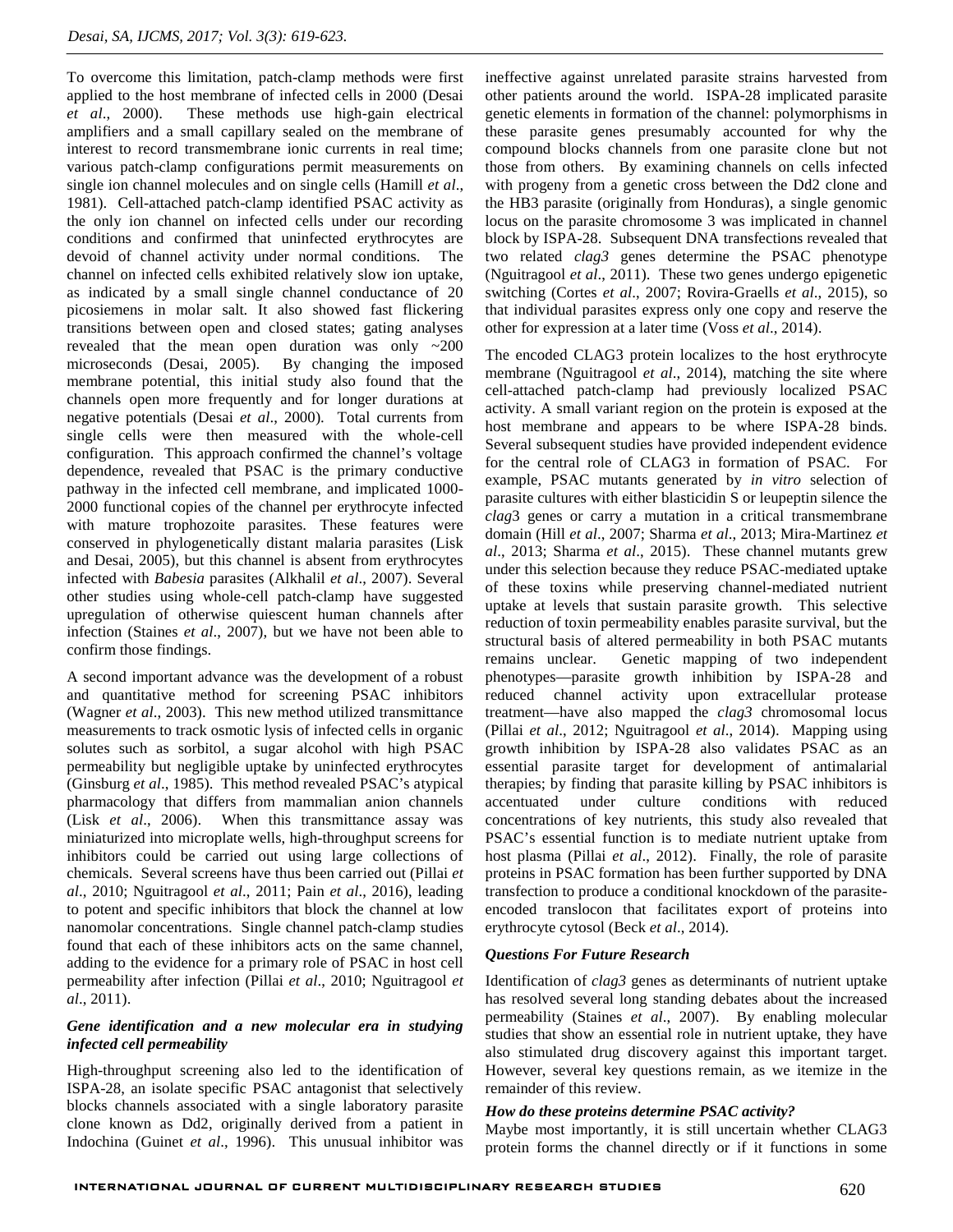To overcome this limitation, patch-clamp methods were first applied to the host membrane of infected cells in 2000 (Desai *et al*., 2000). These methods use high-gain electrical amplifiers and a small capillary sealed on the membrane of interest to record transmembrane ionic currents in real time; various patch-clamp configurations permit measurements on single ion channel molecules and on single cells (Hamill *et al*., 1981). Cell-attached patch-clamp identified PSAC activity as the only ion channel on infected cells under our recording conditions and confirmed that uninfected erythrocytes are devoid of channel activity under normal conditions. The channel on infected cells exhibited relatively slow ion uptake, as indicated by a small single channel conductance of 20 picosiemens in molar salt. It also showed fast flickering transitions between open and closed states; gating analyses revealed that the mean open duration was only ~200 microseconds (Desai, 2005). By changing the imposed membrane potential, this initial study also found that the channels open more frequently and for longer durations at negative potentials (Desai *et al*., 2000). Total currents from single cells were then measured with the whole-cell configuration. This approach confirmed the channel's voltage dependence, revealed that PSAC is the primary conductive pathway in the infected cell membrane, and implicated 1000-2000 functional copies of the channel per erythrocyte infected with mature trophozoite parasites. These features were conserved in phylogenetically distant malaria parasites (Lisk and Desai, 2005), but this channel is absent from erythrocytes infected with *Babesia* parasites (Alkhalil *et al*., 2007). Several other studies using whole-cell patch-clamp have suggested upregulation of otherwise quiescent human channels after infection (Staines *et al*., 2007), but we have not been able to confirm those findings.

A second important advance was the development of a robust and quantitative method for screening PSAC inhibitors (Wagner *et al*., 2003). This new method utilized transmittance measurements to track osmotic lysis of infected cells in organic solutes such as sorbitol, a sugar alcohol with high PSAC permeability but negligible uptake by uninfected erythrocytes (Ginsburg *et al*., 1985). This method revealed PSAC's atypical pharmacology that differs from mammalian anion channels (Lisk *et al*., 2006). When this transmittance assay was miniaturized into microplate wells, high-throughput screens for inhibitors could be carried out using large collections of chemicals. Several screens have thus been carried out (Pillai *et al*., 2010; Nguitragool *et al*., 2011; Pain *et al*., 2016), leading to potent and specific inhibitors that block the channel at low nanomolar concentrations. Single channel patch-clamp studies found that each of these inhibitors acts on the same channel, adding to the evidence for a primary role of PSAC in host cell permeability after infection (Pillai *et al*., 2010; Nguitragool *et al*., 2011).

### *Gene identification and a new molecular era in studying infected cell permeability*

High-throughput screening also led to the identification of ISPA-28, an isolate specific PSAC antagonist that selectively blocks channels associated with a single laboratory parasite clone known as Dd2, originally derived from a patient in Indochina (Guinet *et al*., 1996). This unusual inhibitor was ineffective against unrelated parasite strains harvested from other patients around the world. ISPA-28 implicated parasite genetic elements in formation of the channel: polymorphisms in these parasite genes presumably accounted for why the compound blocks channels from one parasite clone but not those from others. By examining channels on cells infected with progeny from a genetic cross between the Dd2 clone and the HB3 parasite (originally from Honduras), a single genomic locus on the parasite chromosome 3 was implicated in channel block by ISPA-28. Subsequent DNA transfections revealed that two related *clag3* genes determine the PSAC phenotype (Nguitragool *et al*., 2011). These two genes undergo epigenetic switching (Cortes *et al*., 2007; Rovira-Graells *et al*., 2015), so that individual parasites express only one copy and reserve the other for expression at a later time (Voss *et al*., 2014).

The encoded CLAG3 protein localizes to the host erythrocyte membrane (Nguitragool *et al*., 2014), matching the site where cell-attached patch-clamp had previously localized PSAC activity. A small variant region on the protein is exposed at the host membrane and appears to be where ISPA-28 binds. Several subsequent studies have provided independent evidence for the central role of CLAG3 in formation of PSAC. For example, PSAC mutants generated by *in vitro* selection of parasite cultures with either blasticidin S or leupeptin silence the *clag*3 genes or carry a mutation in a critical transmembrane domain (Hill *et al*., 2007; Sharma *et al*., 2013; Mira-Martinez *et al*., 2013; Sharma *et al*., 2015). These channel mutants grew under this selection because they reduce PSAC-mediated uptake of these toxins while preserving channel-mediated nutrient uptake at levels that sustain parasite growth. This selective reduction of toxin permeability enables parasite survival, but the structural basis of altered permeability in both PSAC mutants remains unclear. Genetic mapping of two independent phenotypes—parasite growth inhibition by ISPA-28 and reduced channel activity upon extracellular protease treatment—have also mapped the *clag3* chromosomal locus (Pillai *et al*., 2012; Nguitragool *et al*., 2014). Mapping using growth inhibition by ISPA-28 also validates PSAC as an essential parasite target for development of antimalarial therapies; by finding that parasite killing by PSAC inhibitors is accentuated under culture conditions with reduced concentrations of key nutrients, this study also revealed that PSAC's essential function is to mediate nutrient uptake from host plasma (Pillai *et al*., 2012). Finally, the role of parasite proteins in PSAC formation has been further supported by DNA transfection to produce a conditional knockdown of the parasite-encoded translocon that facilitates export of proteins into erythrocyte cytosol (Beck *et al*., 2014).

### *Questions For Future Research*

Identification of *clag3* genes as determinants of nutrient uptake has resolved several long standing debates about the increased permeability (Staines *et al*., 2007). By enabling molecular studies that show an essential role in nutrient uptake, they have also stimulated drug discovery against this important target. However, several key questions remain, as we itemize in the remainder of this review.

### *How do these proteins determine PSAC activity?*

Maybe most importantly, it is still uncertain whether CLAG3 protein forms the channel directly or if it functions in some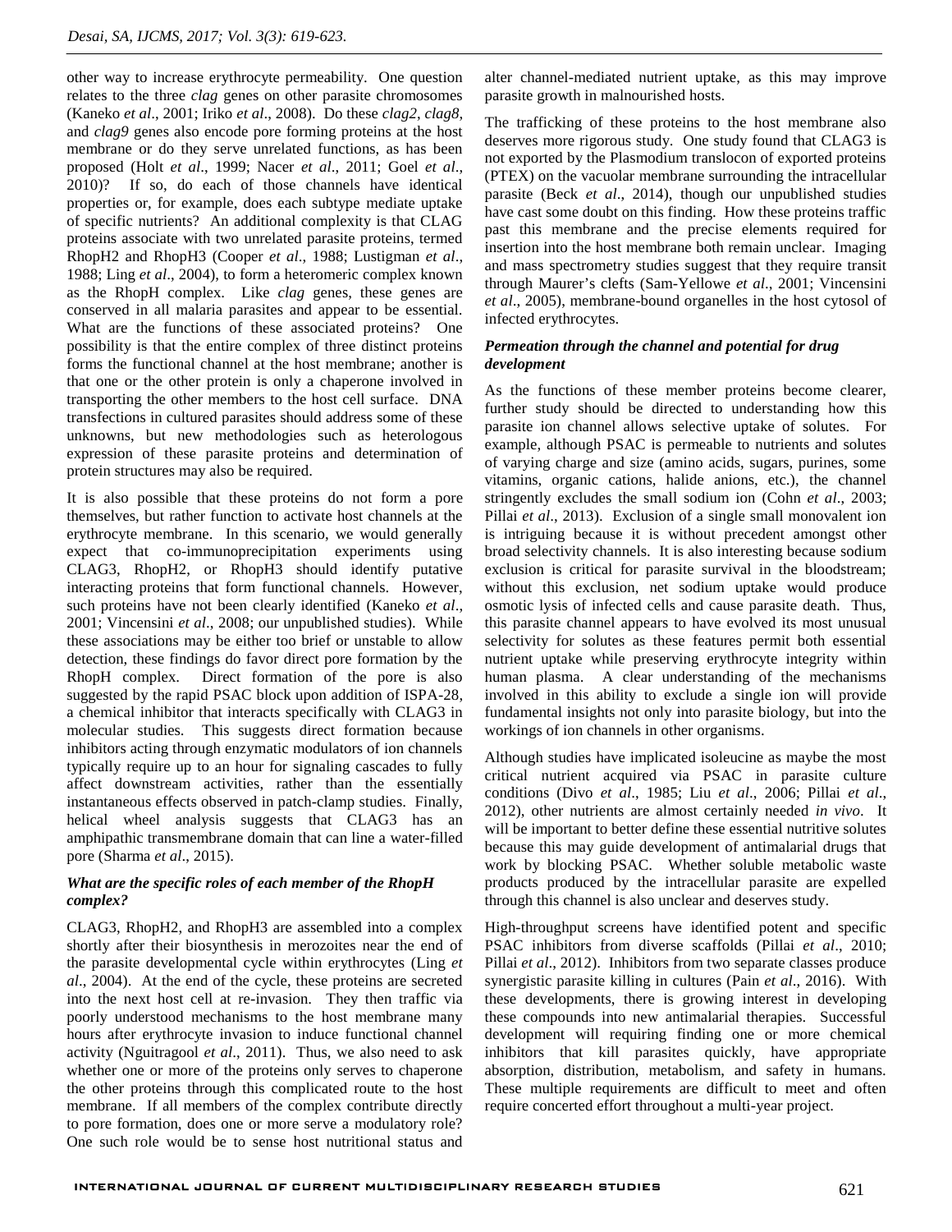other way to increase erythrocyte permeability. One question relates to the three *clag* genes on other parasite chromosomes (Kaneko *et al*., 2001; Iriko *et al*., 2008). Do these *clag2*, *clag8*, and *clag9* genes also encode pore forming proteins at the host membrane or do they serve unrelated functions, as has been proposed (Holt *et al*., 1999; Nacer *et al*., 2011; Goel *et al*., 2010)? If so, do each of those channels have identical properties or, for example, does each subtype mediate uptake of specific nutrients? An additional complexity is that CLAG proteins associate with two unrelated parasite proteins, termed RhopH2 and RhopH3 (Cooper *et al*., 1988; Lustigman *et al*., 1988; Ling *et al*., 2004), to form a heteromeric complex known as the RhopH complex. Like *clag* genes, these genes are conserved in all malaria parasites and appear to be essential. What are the functions of these associated proteins? One possibility is that the entire complex of three distinct proteins forms the functional channel at the host membrane; another is that one or the other protein is only a chaperone involved in transporting the other members to the host cell surface. DNA transfections in cultured parasites should address some of these unknowns, but new methodologies such as heterologous expression of these parasite proteins and determination of protein structures may also be required.

It is also possible that these proteins do not form a pore themselves, but rather function to activate host channels at the erythrocyte membrane. In this scenario, we would generally expect that co-immunoprecipitation experiments using CLAG3, RhopH2, or RhopH3 should identify putative interacting proteins that form functional channels. However, such proteins have not been clearly identified (Kaneko *et al*., 2001; Vincensini *et al*., 2008; our unpublished studies). While these associations may be either too brief or unstable to allow detection, these findings do favor direct pore formation by the RhopH complex. Direct formation of the pore is also suggested by the rapid PSAC block upon addition of ISPA-28, a chemical inhibitor that interacts specifically with CLAG3 in molecular studies. This suggests direct formation because inhibitors acting through enzymatic modulators of ion channels typically require up to an hour for signaling cascades to fully affect downstream activities, rather than the essentially instantaneous effects observed in patch-clamp studies. Finally, helical wheel analysis suggests that CLAG3 has an amphipathic transmembrane domain that can line a water-filled pore (Sharma *et al*., 2015).

### *What are the specific roles of each member of the RhopH complex?*

CLAG3, RhopH2, and RhopH3 are assembled into a complex shortly after their biosynthesis in merozoites near the end of the parasite developmental cycle within erythrocytes (Ling *et al*., 2004). At the end of the cycle, these proteins are secreted into the next host cell at re-invasion. They then traffic via poorly understood mechanisms to the host membrane many hours after erythrocyte invasion to induce functional channel activity (Nguitragool *et al*., 2011). Thus, we also need to ask whether one or more of the proteins only serves to chaperone the other proteins through this complicated route to the host membrane. If all members of the complex contribute directly to pore formation, does one or more serve a modulatory role? One such role would be to sense host nutritional status and alter channel-mediated nutrient uptake, as this may improve parasite growth in malnourished hosts.

The trafficking of these proteins to the host membrane also deserves more rigorous study. One study found that CLAG3 is not exported by the Plasmodium translocon of exported proteins (PTEX) on the vacuolar membrane surrounding the intracellular parasite (Beck *et al*., 2014), though our unpublished studies have cast some doubt on this finding. How these proteins traffic past this membrane and the precise elements required for insertion into the host membrane both remain unclear. Imaging and mass spectrometry studies suggest that they require transit through Maurer's clefts (Sam-Yellowe *et al*., 2001; Vincensini *et al*., 2005), membrane-bound organelles in the host cytosol of infected erythrocytes.

### *Permeation through the channel and potential for drug development*

As the functions of these member proteins become clearer, further study should be directed to understanding how this parasite ion channel allows selective uptake of solutes. For example, although PSAC is permeable to nutrients and solutes of varying charge and size (amino acids, sugars, purines, some vitamins, organic cations, halide anions, etc.), the channel stringently excludes the small sodium ion (Cohn *et al*., 2003; Pillai *et al*., 2013). Exclusion of a single small monovalent ion is intriguing because it is without precedent amongst other broad selectivity channels. It is also interesting because sodium exclusion is critical for parasite survival in the bloodstream; without this exclusion, net sodium uptake would produce osmotic lysis of infected cells and cause parasite death. Thus, this parasite channel appears to have evolved its most unusual selectivity for solutes as these features permit both essential nutrient uptake while preserving erythrocyte integrity within human plasma. A clear understanding of the mechanisms involved in this ability to exclude a single ion will provide fundamental insights not only into parasite biology, but into the workings of ion channels in other organisms.

Although studies have implicated isoleucine as maybe the most critical nutrient acquired via PSAC in parasite culture conditions (Divo *et al*., 1985; Liu *et al*., 2006; Pillai *et al*., 2012), other nutrients are almost certainly needed *in vivo*. It will be important to better define these essential nutritive solutes because this may guide development of antimalarial drugs that work by blocking PSAC. Whether soluble metabolic waste products produced by the intracellular parasite are expelled through this channel is also unclear and deserves study.

High-throughput screens have identified potent and specific PSAC inhibitors from diverse scaffolds (Pillai *et al*., 2010; Pillai *et al*., 2012). Inhibitors from two separate classes produce synergistic parasite killing in cultures (Pain *et al*., 2016). With these developments, there is growing interest in developing these compounds into new antimalarial therapies. Successful development will requiring finding one or more chemical inhibitors that kill parasites quickly, have appropriate absorption, distribution, metabolism, and safety in humans. These multiple requirements are difficult to meet and often require concerted effort throughout a multi-year project.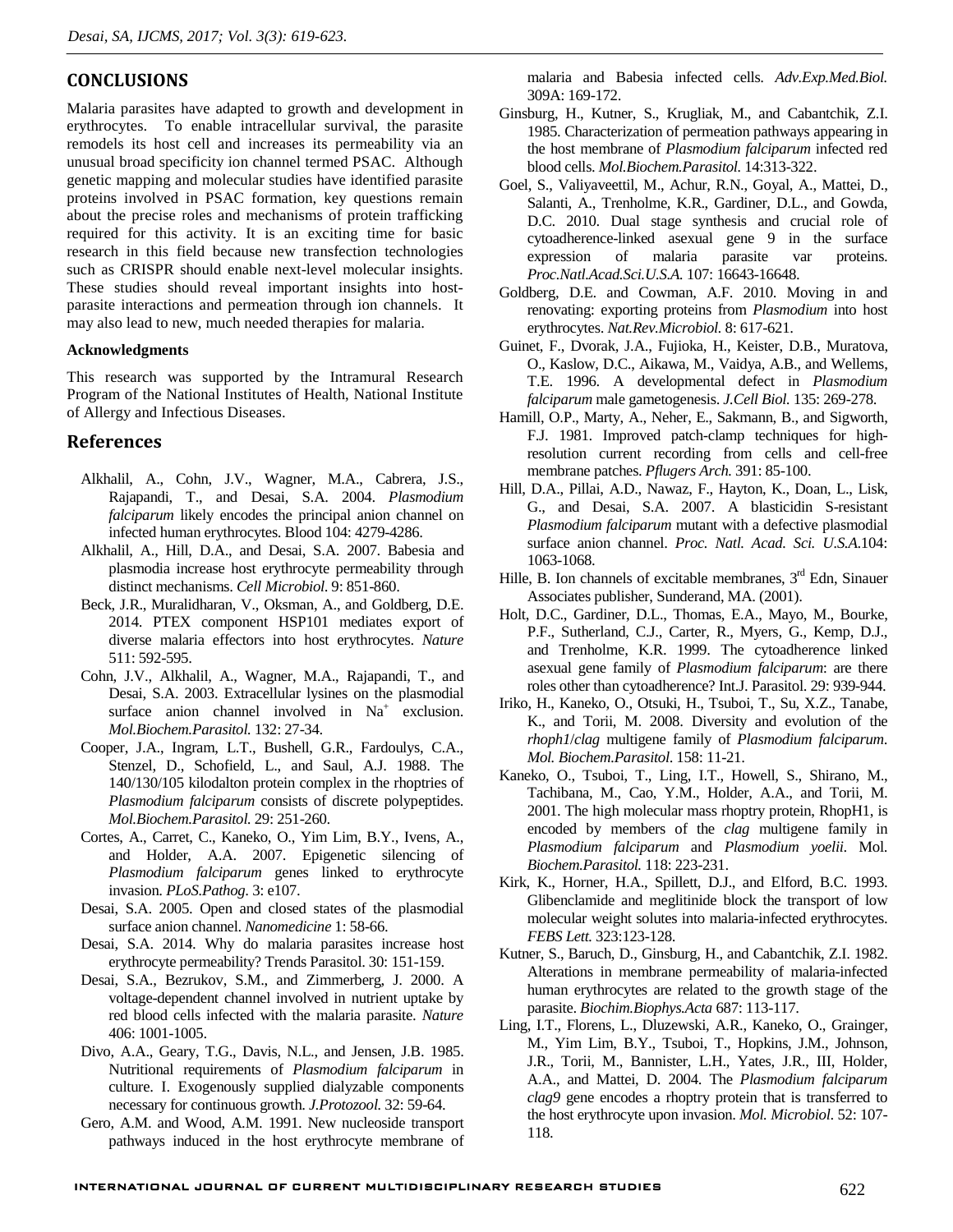## CONCLUSIONS

Malaria parasites have adapted to growth and development in erythrocytes. To enable intracellular survival, the parasite remodels its host cell and increases its permeability via an unusual broad specificity ion channel termed PSAC. Although genetic mapping and molecular studies have identified parasite proteins involved in PSAC formation, key questions remain about the precise roles and mechanisms of protein trafficking required for this activity. It is an exciting time for basic research in this field because new transfection technologies such as CRISPR should enable next-level molecular insights. These studies should reveal important insights into host-parasite interactions and permeation through ion channels. It may also lead to new, much needed therapies for malaria.

**Acknowledgments**

This research was supported by the Intramural Research Program of the National Institutes of Health, National Institute of Allergy and Infectious Diseases.

## References

Alkhalil, A., Cohn, J.V., Wagner, M.A., Cabrera, J.S., Rajapandi, T., and Desai, S.A. 2004. *Plasmodium falciparum* likely encodes the principal anion channel on infected human erythrocytes. Blood 104: 4279-4286.

Alkhalil, A., Hill, D.A., and Desai, S.A. 2007. Babesia and plasmodia increase host erythrocyte permeability through distinct mechanisms. *Cell Microbiol.* 9: 851-860.

Beck, J.R., Muralidharan, V., Oksman, A., and Goldberg, D.E. 2014. PTEX component HSP101 mediates export of diverse malaria effectors into host erythrocytes. *Nature* 511: 592-595.

Cohn, J.V., Alkhalil, A., Wagner, M.A., Rajapandi, T., and Desai, S.A. 2003. Extracellular lysines on the plasmodial surface anion channel involved in $Na^+$ exclusion. *Mol.Biochem.Parasitol.* 132: 27-34.

Cooper, J.A., Ingram, L.T., Bushell, G.R., Fardoulys, C.A., Stenzel, D., Schofield, L., and Saul, A.J. 1988. The 140/130/105 kilodalton protein complex in the rhoptries of *Plasmodium falciparum* consists of discrete polypeptides. *Mol.Biochem.Parasitol.* 29: 251-260.

Cortes, A., Carret, C., Kaneko, O., Yim Lim, B.Y., Ivens, A., and Holder, A.A. 2007. Epigenetic silencing of *Plasmodium falciparum* genes linked to erythrocyte invasion. *PLoS.Pathog.* 3: e107.

Desai, S.A. 2005. Open and closed states of the plasmodial surface anion channel. *Nanomedicine* 1: 58-66.

Desai, S.A. 2014. Why do malaria parasites increase host erythrocyte permeability? Trends Parasitol. 30: 151-159.

Desai, S.A., Bezrukov, S.M., and Zimmerberg, J. 2000. A voltage-dependent channel involved in nutrient uptake by red blood cells infected with the malaria parasite. *Nature* 406: 1001-1005.

Divo, A.A., Geary, T.G., Davis, N.L., and Jensen, J.B. 1985. Nutritional requirements of *Plasmodium falciparum* in culture. I. Exogenously supplied dialyzable components necessary for continuous growth. *J.Protozool.* 32: 59-64.

Gero, A.M. and Wood, A.M. 1991. New nucleoside transport pathways induced in the host erythrocyte membrane of malaria and Babesia infected cells. *Adv.Exp.Med.Biol.* 309A: 169-172.

Ginsburg, H., Kutner, S., Krugliak, M., and Cabantchik, Z.I. 1985. Characterization of permeation pathways appearing in the host membrane of *Plasmodium falciparum* infected red blood cells. *Mol.Biochem.Parasitol.* 14:313-322.

Goel, S., Valiyaveettil, M., Achur, R.N., Goyal, A., Mattei, D., Salanti, A., Trenholme, K.R., Gardiner, D.L., and Gowda, D.C. 2010. Dual stage synthesis and crucial role of cytoadherence-linked asexual gene 9 in the surface expression of malaria parasite var proteins. *Proc.Natl.Acad.Sci.U.S.A.* 107: 16643-16648.

Goldberg, D.E. and Cowman, A.F. 2010. Moving in and renovating: exporting proteins from *Plasmodium* into host erythrocytes. *Nat.Rev.Microbiol.* 8: 617-621.

Guinet, F., Dvorak, J.A., Fujioka, H., Keister, D.B., Muratova, O., Kaslow, D.C., Aikawa, M., Vaidya, A.B., and Wellems, T.E. 1996. A developmental defect in *Plasmodium falciparum* male gametogenesis. *J.Cell Biol.* 135: 269-278.

Hamill, O.P., Marty, A., Neher, E., Sakmann, B., and Sigworth, F.J. 1981. Improved patch-clamp techniques for high-resolution current recording from cells and cell-free membrane patches. *Pflugers Arch.* 391: 85-100.

Hill, D.A., Pillai, A.D., Nawaz, F., Hayton, K., Doan, L., Lisk, G., and Desai, S.A. 2007. A blasticidin S-resistant *Plasmodium falciparum* mutant with a defective plasmodial surface anion channel. *Proc. Natl. Acad. Sci. U.S.A.*104: 1063-1068.

Hille, B. Ion channels of excitable membranes, 3rd Edn, Sinauer Associates publisher, Sunderand, MA. (2001).

Holt, D.C., Gardiner, D.L., Thomas, E.A., Mayo, M., Bourke, P.F., Sutherland, C.J., Carter, R., Myers, G., Kemp, D.J., and Trenholme, K.R. 1999. The cytoadherence linked asexual gene family of *Plasmodium falciparum*: are there roles other than cytoadherence? Int.J. Parasitol. 29: 939-944.

Iriko, H., Kaneko, O., Otsuki, H., Tsuboi, T., Su, X.Z., Tanabe, K., and Torii, M. 2008. Diversity and evolution of the *rhoph1*/*clag* multigene family of *Plasmodium falciparum*. *Mol. Biochem.Parasitol.* 158: 11-21.

Kaneko, O., Tsuboi, T., Ling, I.T., Howell, S., Shirano, M., Tachibana, M., Cao, Y.M., Holder, A.A., and Torii, M. 2001. The high molecular mass rhoptry protein, RhopH1, is encoded by members of the *clag* multigene family in *Plasmodium falciparum* and *Plasmodium yoelii*. Mol. *Biochem.Parasitol.* 118: 223-231.

Kirk, K., Horner, H.A., Spillett, D.J., and Elford, B.C. 1993. Glibenclamide and meglitinide block the transport of low molecular weight solutes into malaria-infected erythrocytes. *FEBS Lett.* 323:123-128.

Kutner, S., Baruch, D., Ginsburg, H., and Cabantchik, Z.I. 1982. Alterations in membrane permeability of malaria-infected human erythrocytes are related to the growth stage of the parasite. *Biochim.Biophys.Acta* 687: 113-117.

Ling, I.T., Florens, L., Dluzewski, A.R., Kaneko, O., Grainger, M., Yim Lim, B.Y., Tsuboi, T., Hopkins, J.M., Johnson, J.R., Torii, M., Bannister, L.H., Yates, J.R., III, Holder, A.A., and Mattei, D. 2004. The *Plasmodium falciparum clag9* gene encodes a rhoptry protein that is transferred to the host erythrocyte upon invasion. *Mol. Microbiol.* 52: 107-118.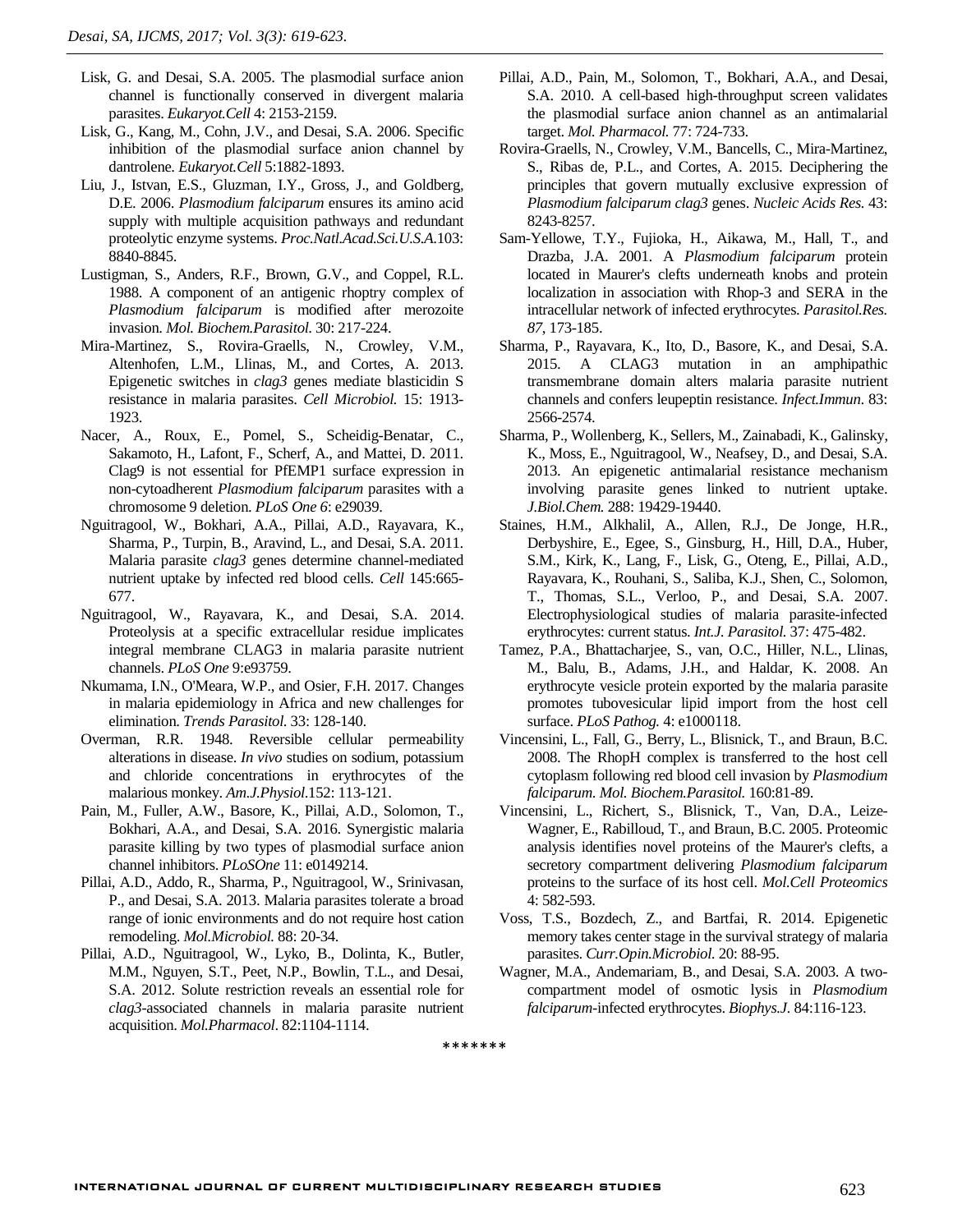Lisk, G. and Desai, S.A. 2005. The plasmodial surface anion channel is functionally conserved in divergent malaria parasites. *Eukaryot.Cell* 4: 2153-2159.

Lisk, G., Kang, M., Cohn, J.V., and Desai, S.A. 2006. Specific inhibition of the plasmodial surface anion channel by dantrolene. *Eukaryot.Cell* 5:1882-1893.

Liu, J., Istvan, E.S., Gluzman, I.Y., Gross, J., and Goldberg, D.E. 2006. *Plasmodium falciparum* ensures its amino acid supply with multiple acquisition pathways and redundant proteolytic enzyme systems. *Proc.Natl.Acad.Sci.U.S.A.*103: 8840-8845.

Lustigman, S., Anders, R.F., Brown, G.V., and Coppel, R.L. 1988. A component of an antigenic rhoptry complex of *Plasmodium falciparum* is modified after merozoite invasion. *Mol. Biochem.Parasitol.* 30: 217-224.

Mira-Martinez, S., Rovira-Graells, N., Crowley, V.M., Altenhofen, L.M., Llinas, M., and Cortes, A. 2013. Epigenetic switches in *clag3* genes mediate blasticidin S resistance in malaria parasites. *Cell Microbiol.* 15: 1913-1923.

Nacer, A., Roux, E., Pomel, S., Scheidig-Benatar, C., Sakamoto, H., Lafont, F., Scherf, A., and Mattei, D. 2011. Clag9 is not essential for PfEMP1 surface expression in non-cytoadherent *Plasmodium falciparum* parasites with a chromosome 9 deletion. *PLoS One 6*: e29039.

Nguitragool, W., Bokhari, A.A., Pillai, A.D., Rayavara, K., Sharma, P., Turpin, B., Aravind, L., and Desai, S.A. 2011. Malaria parasite *clag3* genes determine channel-mediated nutrient uptake by infected red blood cells. *Cell* 145:665-677.

Nguitragool, W., Rayavara, K., and Desai, S.A. 2014. Proteolysis at a specific extracellular residue implicates integral membrane CLAG3 in malaria parasite nutrient channels. *PLoS One* 9:e93759.

Nkumama, I.N., O'Meara, W.P., and Osier, F.H. 2017. Changes in malaria epidemiology in Africa and new challenges for elimination. *Trends Parasitol.* 33: 128-140.

Overman, R.R. 1948. Reversible cellular permeability alterations in disease. *In vivo* studies on sodium, potassium and chloride concentrations in erythrocytes of the malarious monkey. *Am.J.Physiol.*152: 113-121.

Pain, M., Fuller, A.W., Basore, K., Pillai, A.D., Solomon, T., Bokhari, A.A., and Desai, S.A. 2016. Synergistic malaria parasite killing by two types of plasmodial surface anion channel inhibitors. *PLoSOne* 11: e0149214.

Pillai, A.D., Addo, R., Sharma, P., Nguitragool, W., Srinivasan, P., and Desai, S.A. 2013. Malaria parasites tolerate a broad range of ionic environments and do not require host cation remodeling. *Mol.Microbiol.* 88: 20-34.

Pillai, A.D., Nguitragool, W., Lyko, B., Dolinta, K., Butler, M.M., Nguyen, S.T., Peet, N.P., Bowlin, T.L., and Desai, S.A. 2012. Solute restriction reveals an essential role for *clag3*-associated channels in malaria parasite nutrient acquisition. *Mol.Pharmacol*. 82:1104-1114.

Pillai, A.D., Pain, M., Solomon, T., Bokhari, A.A., and Desai, S.A. 2010. A cell-based high-throughput screen validates the plasmodial surface anion channel as an antimalarial target. *Mol. Pharmacol.* 77: 724-733.

Rovira-Graells, N., Crowley, V.M., Bancells, C., Mira-Martinez, S., Ribas de, P.L., and Cortes, A. 2015. Deciphering the principles that govern mutually exclusive expression of *Plasmodium falciparum clag3* genes. *Nucleic Acids Res.* 43: 8243-8257.

Sam-Yellowe, T.Y., Fujioka, H., Aikawa, M., Hall, T., and Drazba, J.A. 2001. A *Plasmodium falciparum* protein located in Maurer's clefts underneath knobs and protein localization in association with Rhop-3 and SERA in the intracellular network of infected erythrocytes. *Parasitol.Res. 87*, 173-185.

Sharma, P., Rayavara, K., Ito, D., Basore, K., and Desai, S.A. 2015. A CLAG3 mutation in an amphipathic transmembrane domain alters malaria parasite nutrient channels and confers leupeptin resistance. *Infect.Immun*. 83: 2566-2574.

Sharma, P., Wollenberg, K., Sellers, M., Zainabadi, K., Galinsky, K., Moss, E., Nguitragool, W., Neafsey, D., and Desai, S.A. 2013. An epigenetic antimalarial resistance mechanism involving parasite genes linked to nutrient uptake. *J.Biol.Chem.* 288: 19429-19440.

Staines, H.M., Alkhalil, A., Allen, R.J., De Jonge, H.R., Derbyshire, E., Egee, S., Ginsburg, H., Hill, D.A., Huber, S.M., Kirk, K., Lang, F., Lisk, G., Oteng, E., Pillai, A.D., Rayavara, K., Rouhani, S., Saliba, K.J., Shen, C., Solomon, T., Thomas, S.L., Verloo, P., and Desai, S.A. 2007. Electrophysiological studies of malaria parasite-infected erythrocytes: current status. *Int.J. Parasitol.* 37: 475-482.

Tamez, P.A., Bhattacharjee, S., van, O.C., Hiller, N.L., Llinas, M., Balu, B., Adams, J.H., and Haldar, K. 2008. An erythrocyte vesicle protein exported by the malaria parasite promotes tubovesicular lipid import from the host cell surface. *PLoS Pathog.* 4: e1000118.

Vincensini, L., Fall, G., Berry, L., Blisnick, T., and Braun, B.C. 2008. The RhopH complex is transferred to the host cell cytoplasm following red blood cell invasion by *Plasmodium falciparum*. *Mol. Biochem.Parasitol.* 160:81-89.

Vincensini, L., Richert, S., Blisnick, T., Van, D.A., Leize-Wagner, E., Rabilloud, T., and Braun, B.C. 2005. Proteomic analysis identifies novel proteins of the Maurer's clefts, a secretory compartment delivering *Plasmodium falciparum* proteins to the surface of its host cell. *Mol.Cell Proteomics* 4: 582-593.

Voss, T.S., Bozdech, Z., and Bartfai, R. 2014. Epigenetic memory takes center stage in the survival strategy of malaria parasites. *Curr.Opin.Microbiol.* 20: 88-95.

Wagner, M.A., Andemariam, B., and Desai, S.A. 2003. A two-compartment model of osmotic lysis in *Plasmodium falciparum*-infected erythrocytes. *Biophys.J.* 84:116-123.

*******